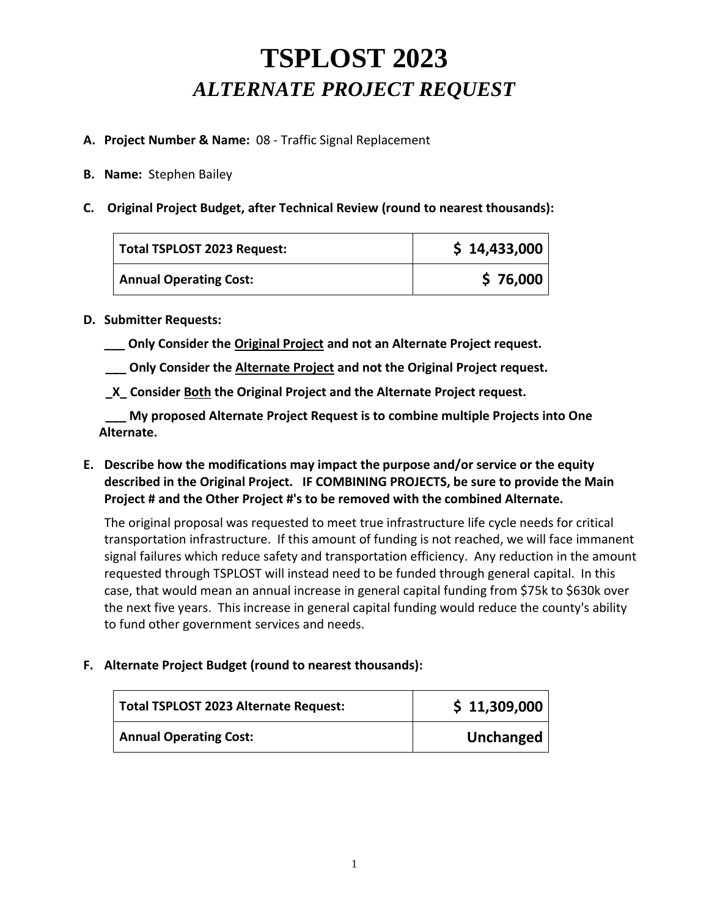# TSPLOST 2023

## *ALTERNATE PROJECT REQUEST*

**A. Project Number & Name:** 08 - Traffic Signal Replacement

**B. Name:** Stephen Bailey

**C. Original Project Budget, after Technical Review (round to nearest thousands):**

| | |
|---|---|
| **Total TSPLOST 2023 Request:** | **$ 14,433,000** |
| **Annual Operating Cost:** | **$ 76,000** |

**D. Submitter Requests:**

**___ Only Consider the <u>Original Project</u> and not an Alternate Project request.**

**___ Only Consider the <u>Alternate Project</u> and not the Original Project request.**

**_X_ Consider <u>Both</u> the Original Project and the Alternate Project request.**

**___ My proposed Alternate Project Request is to combine multiple Projects into One Alternate.**

**E. Describe how the modifications may impact the purpose and/or service or the equity described in the Original Project. IF COMBINING PROJECTS, be sure to provide the Main Project # and the Other Project #'s to be removed with the combined Alternate.**

The original proposal was requested to meet true infrastructure life cycle needs for critical transportation infrastructure. If this amount of funding is not reached, we will face immanent signal failures which reduce safety and transportation efficiency. Any reduction in the amount requested through TSPLOST will instead need to be funded through general capital. In this case, that would mean an annual increase in general capital funding from $75k to $630k over the next five years. This increase in general capital funding would reduce the county's ability to fund other government services and needs.

**F. Alternate Project Budget (round to nearest thousands):**

| | |
|---|---|
| **Total TSPLOST 2023 Alternate Request:** | **$ 11,309,000** |
| **Annual Operating Cost:** | **Unchanged** |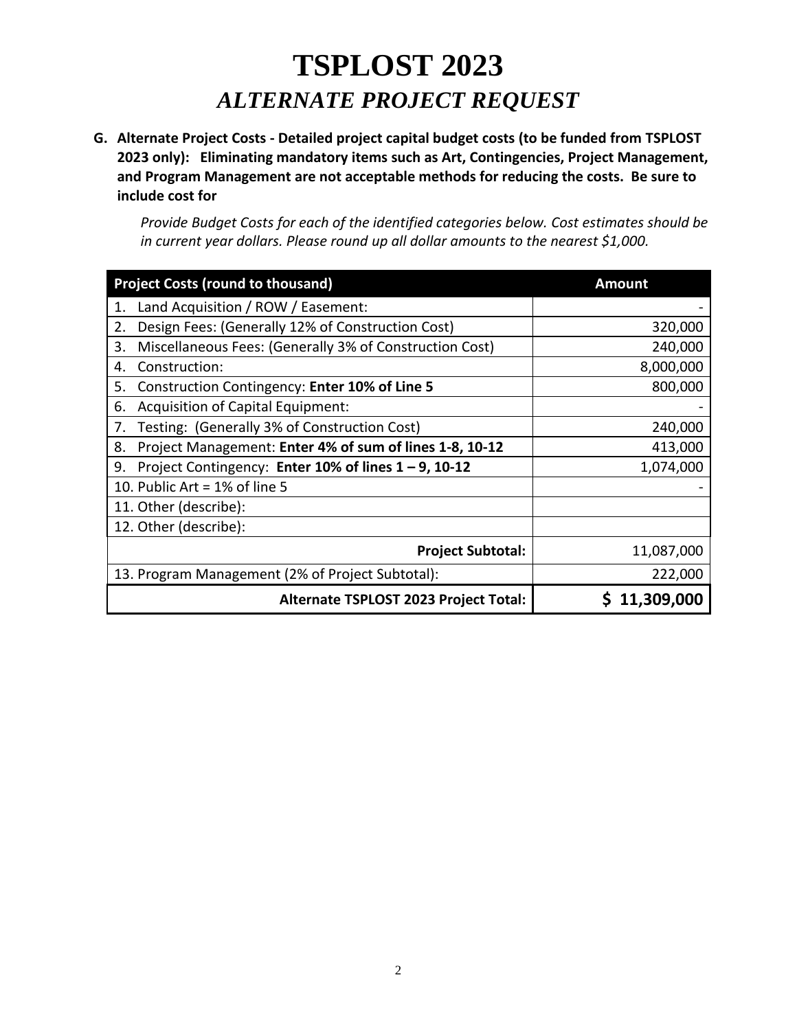# TSPLOST 2023

## *ALTERNATE PROJECT REQUEST*

**G. Alternate Project Costs - Detailed project capital budget costs (to be funded from TSPLOST 2023 only): Eliminating mandatory items such as Art, Contingencies, Project Management, and Program Management are not acceptable methods for reducing the costs. Be sure to include cost for**

*Provide Budget Costs for each of the identified categories below. Cost estimates should be in current year dollars. Please round up all dollar amounts to the nearest $1,000.*

| Project Costs (round to thousand) | Amount |
|---|---|
| 1. Land Acquisition / ROW / Easement: | - |
| 2. Design Fees: (Generally 12% of Construction Cost) | 320,000 |
| 3. Miscellaneous Fees: (Generally 3% of Construction Cost) | 240,000 |
| 4. Construction: | 8,000,000 |
| 5. Construction Contingency: **Enter 10% of Line 5** | 800,000 |
| 6. Acquisition of Capital Equipment: | - |
| 7. Testing: (Generally 3% of Construction Cost) | 240,000 |
| 8. Project Management: **Enter 4% of sum of lines 1-8, 10-12** | 413,000 |
| 9. Project Contingency: **Enter 10% of lines 1 – 9, 10-12** | 1,074,000 |
| 10. Public Art = 1% of line 5 | - |
| 11. Other (describe): | |
| 12. Other (describe): | |
| **Project Subtotal:** | 11,087,000 |
| 13. Program Management (2% of Project Subtotal): | 222,000 |
| **Alternate TSPLOST 2023 Project Total:** | **$ 11,309,000** |